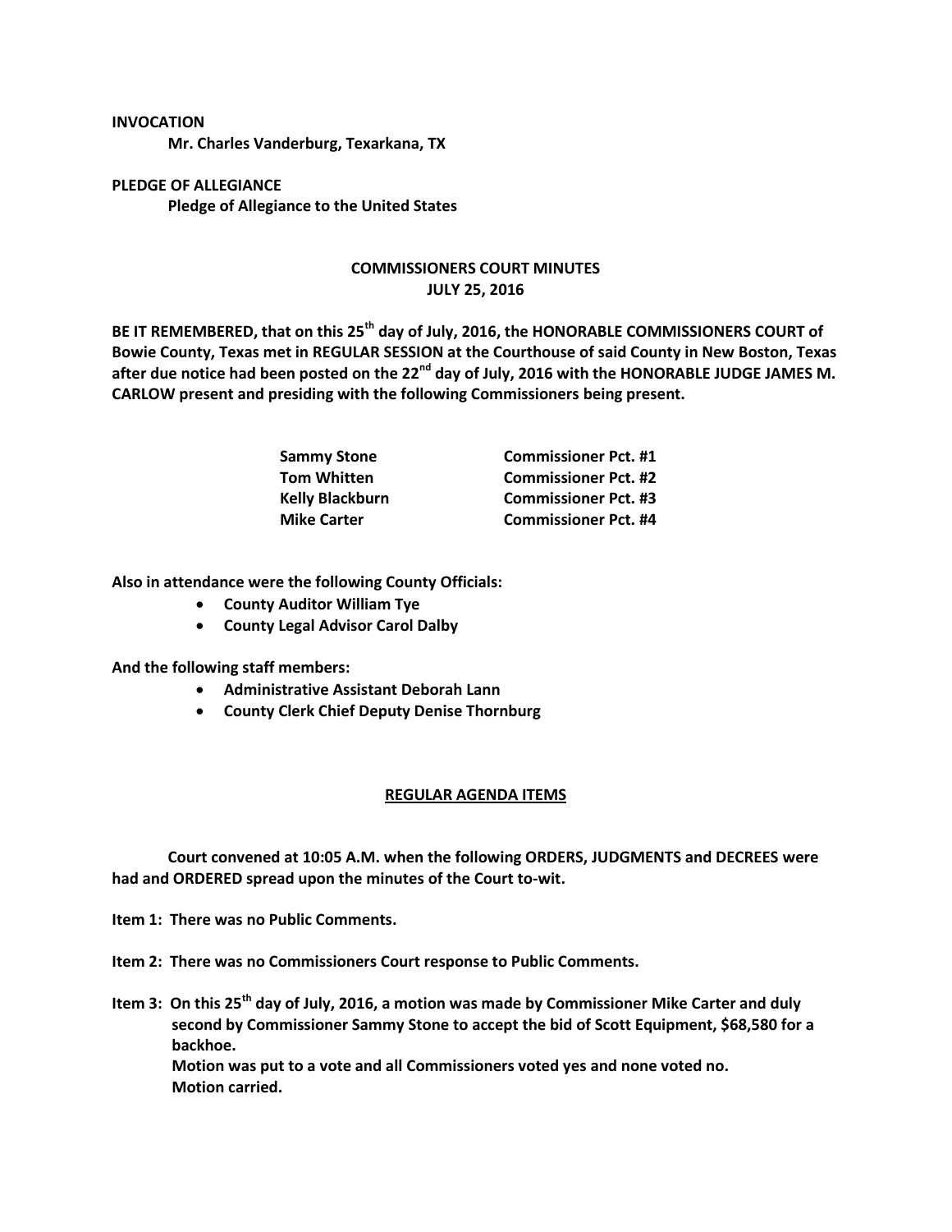**INVOCATION**

**Mr. Charles Vanderburg, Texarkana, TX**

**PLEDGE OF ALLEGIANCE**

**Pledge of Allegiance to the United States**

**COMMISSIONERS COURT MINUTES**
**JULY 25, 2016**

**BE IT REMEMBERED, that on this 25th day of July, 2016, the HONORABLE COMMISSIONERS COURT of Bowie County, Texas met in REGULAR SESSION at the Courthouse of said County in New Boston, Texas after due notice had been posted on the 22nd day of July, 2016 with the HONORABLE JUDGE JAMES M. CARLOW present and presiding with the following Commissioners being present.**

| | |
|---|---|
| **Sammy Stone** | **Commissioner Pct. #1** |
| **Tom Whitten** | **Commissioner Pct. #2** |
| **Kelly Blackburn** | **Commissioner Pct. #3** |
| **Mike Carter** | **Commissioner Pct. #4** |

**Also in attendance were the following County Officials:**

- **County Auditor William Tye**
- **County Legal Advisor Carol Dalby**

**And the following staff members:**

- **Administrative Assistant Deborah Lann**
- **County Clerk Chief Deputy Denise Thornburg**

**REGULAR AGENDA ITEMS**

**Court convened at 10:05 A.M. when the following ORDERS, JUDGMENTS and DECREES were had and ORDERED spread upon the minutes of the Court to-wit.**

**Item 1: There was no Public Comments.**

**Item 2: There was no Commissioners Court response to Public Comments.**

**Item 3: On this 25th day of July, 2016, a motion was made by Commissioner Mike Carter and duly second by Commissioner Sammy Stone to accept the bid of Scott Equipment, $68,580 for a backhoe.**
**Motion was put to a vote and all Commissioners voted yes and none voted no.**
**Motion carried.**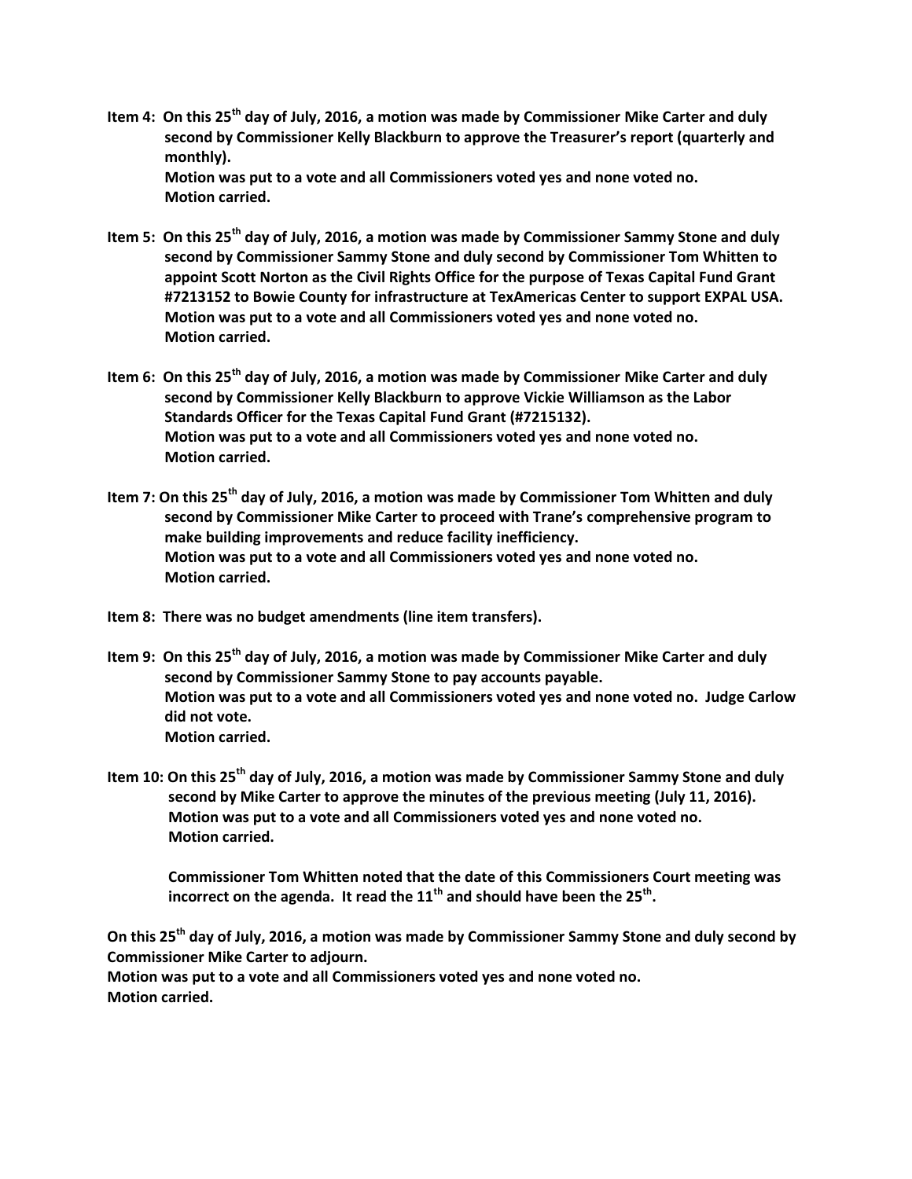**Item 4: On this 25th day of July, 2016, a motion was made by Commissioner Mike Carter and duly second by Commissioner Kelly Blackburn to approve the Treasurer's report (quarterly and monthly).**
**Motion was put to a vote and all Commissioners voted yes and none voted no.**
**Motion carried.**

**Item 5: On this 25th day of July, 2016, a motion was made by Commissioner Sammy Stone and duly second by Commissioner Sammy Stone and duly second by Commissioner Tom Whitten to appoint Scott Norton as the Civil Rights Office for the purpose of Texas Capital Fund Grant #7213152 to Bowie County for infrastructure at TexAmericas Center to support EXPAL USA.**
**Motion was put to a vote and all Commissioners voted yes and none voted no.**
**Motion carried.**

**Item 6: On this 25th day of July, 2016, a motion was made by Commissioner Mike Carter and duly second by Commissioner Kelly Blackburn to approve Vickie Williamson as the Labor Standards Officer for the Texas Capital Fund Grant (#7215132).**
**Motion was put to a vote and all Commissioners voted yes and none voted no.**
**Motion carried.**

**Item 7: On this 25th day of July, 2016, a motion was made by Commissioner Tom Whitten and duly second by Commissioner Mike Carter to proceed with Trane's comprehensive program to make building improvements and reduce facility inefficiency.**
**Motion was put to a vote and all Commissioners voted yes and none voted no.**
**Motion carried.**

**Item 8: There was no budget amendments (line item transfers).**

**Item 9: On this 25th day of July, 2016, a motion was made by Commissioner Mike Carter and duly second by Commissioner Sammy Stone to pay accounts payable.**
**Motion was put to a vote and all Commissioners voted yes and none voted no. Judge Carlow did not vote.**
**Motion carried.**

**Item 10: On this 25th day of July, 2016, a motion was made by Commissioner Sammy Stone and duly second by Mike Carter to approve the minutes of the previous meeting (July 11, 2016).**
**Motion was put to a vote and all Commissioners voted yes and none voted no.**
**Motion carried.**

**Commissioner Tom Whitten noted that the date of this Commissioners Court meeting was incorrect on the agenda. It read the 11th and should have been the 25th.**

**On this 25th day of July, 2016, a motion was made by Commissioner Sammy Stone and duly second by Commissioner Mike Carter to adjourn.**
**Motion was put to a vote and all Commissioners voted yes and none voted no.**
**Motion carried.**